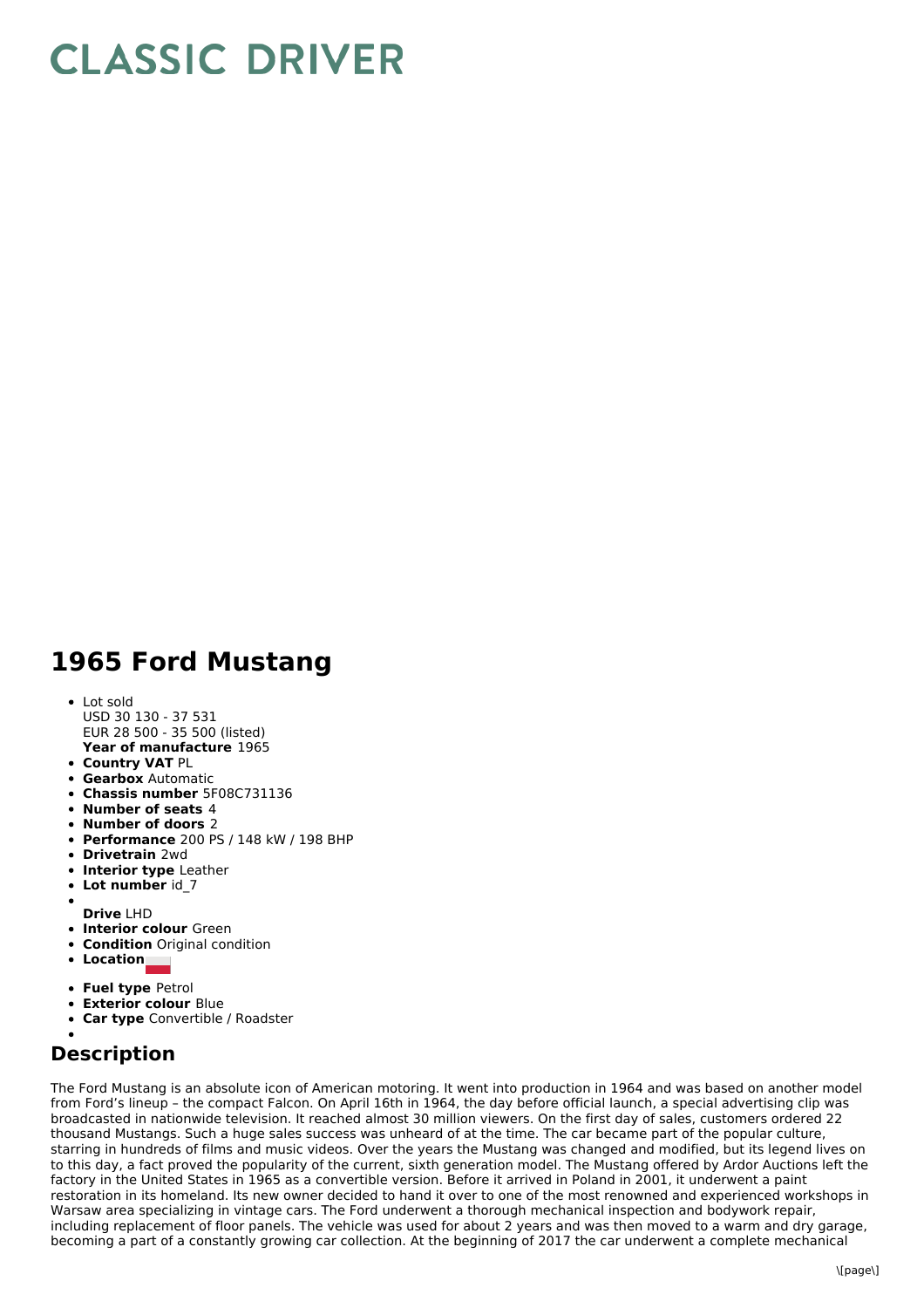# CLASSIC DRIVER

## 1965 Ford Mustang

- Lot sold
  USD 30 130 - 37 531
  EUR 28 500 - 35 500 (listed)
  **Year of manufacture** 1965
- **Country VAT** PL
- **Gearbox** Automatic
- **Chassis number** 5F08C731136
- **Number of seats** 4
- **Number of doors** 2
- **Performance** 200 PS / 148 kW / 198 BHP
- **Drivetrain** 2wd
- **Interior type** Leather
- **Lot number** id_7
- **Drive** LHD
- **Interior colour** Green
- **Condition** Original condition
- **Location**
- **Fuel type** Petrol
- **Exterior colour** Blue
- **Car type** Convertible / Roadster

## Description

The Ford Mustang is an absolute icon of American motoring. It went into production in 1964 and was based on another model from Ford's lineup – the compact Falcon. On April 16th in 1964, the day before official launch, a special advertising clip was broadcasted in nationwide television. It reached almost 30 million viewers. On the first day of sales, customers ordered 22 thousand Mustangs. Such a huge sales success was unheard of at the time. The car became part of the popular culture, starring in hundreds of films and music videos. Over the years the Mustang was changed and modified, but its legend lives on to this day, a fact proved the popularity of the current, sixth generation model. The Mustang offered by Ardor Auctions left the factory in the United States in 1965 as a convertible version. Before it arrived in Poland in 2001, it underwent a paint restoration in its homeland. Its new owner decided to hand it over to one of the most renowned and experienced workshops in Warsaw area specializing in vintage cars. The Ford underwent a thorough mechanical inspection and bodywork repair, including replacement of floor panels. The vehicle was used for about 2 years and was then moved to a warm and dry garage, becoming a part of a constantly growing car collection. At the beginning of 2017 the car underwent a complete mechanical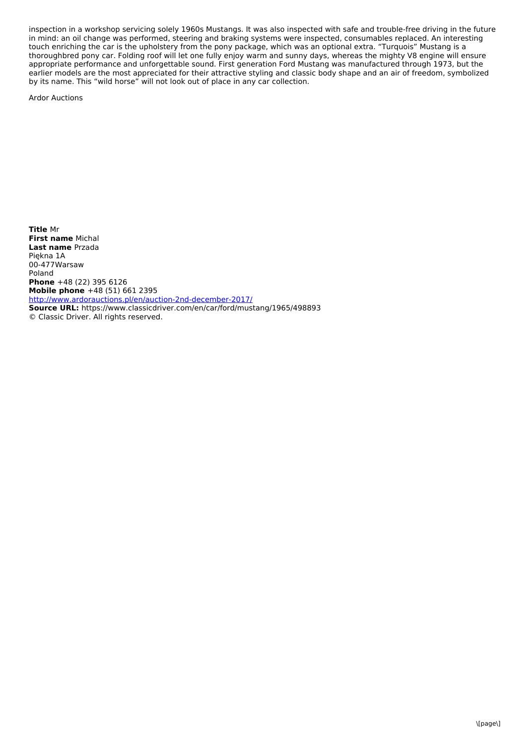inspection in a workshop servicing solely 1960s Mustangs. It was also inspected with safe and trouble-free driving in the future in mind: an oil change was performed, steering and braking systems were inspected, consumables replaced. An interesting touch enriching the car is the upholstery from the pony package, which was an optional extra. “Turquois” Mustang is a thoroughbred pony car. Folding roof will let one fully enjoy warm and sunny days, whereas the mighty V8 engine will ensure appropriate performance and unforgettable sound. First generation Ford Mustang was manufactured through 1973, but the earlier models are the most appreciated for their attractive styling and classic body shape and an air of freedom, symbolized by its name. This “wild horse” will not look out of place in any car collection.

Ardor Auctions

**Title** Mr  
**First name** Michal  
**Last name** Przada  
Piękna 1A  
00-477Warsaw  
Poland  
**Phone** +48 (22) 395 6126  
**Mobile phone** +48 (51) 661 2395  
http://www.ardorauctions.pl/en/auction-2nd-december-2017/  
**Source URL:** https://www.classicdriver.com/en/car/ford/mustang/1965/498893  
© Classic Driver. All rights reserved.